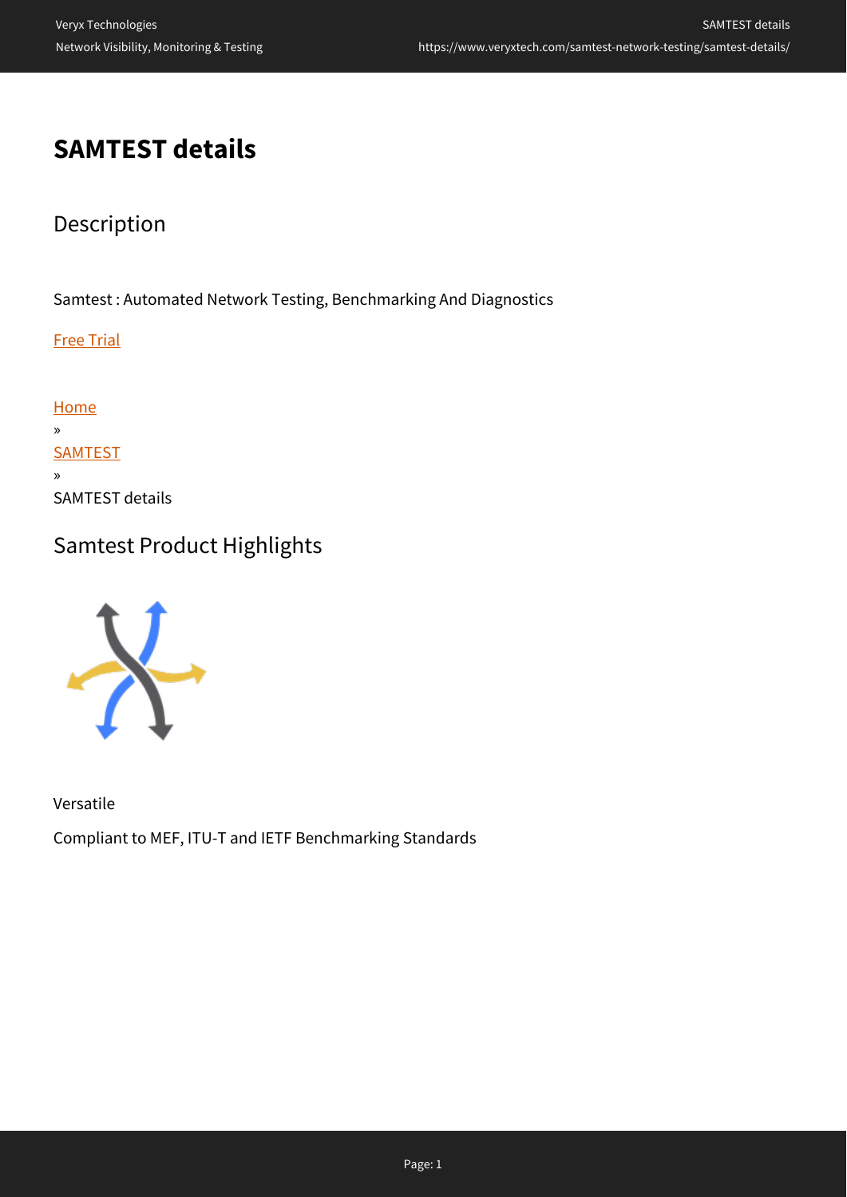# SAMTEST details

## Description

Samtest : Automated Network Testing, Benchmarking And Diagnostics

Free Trial

Home
»
SAMTEST
»
SAMTEST details

## Samtest Product Highlights

Versatile

Compliant to MEF, ITU-T and IETF Benchmarking Standards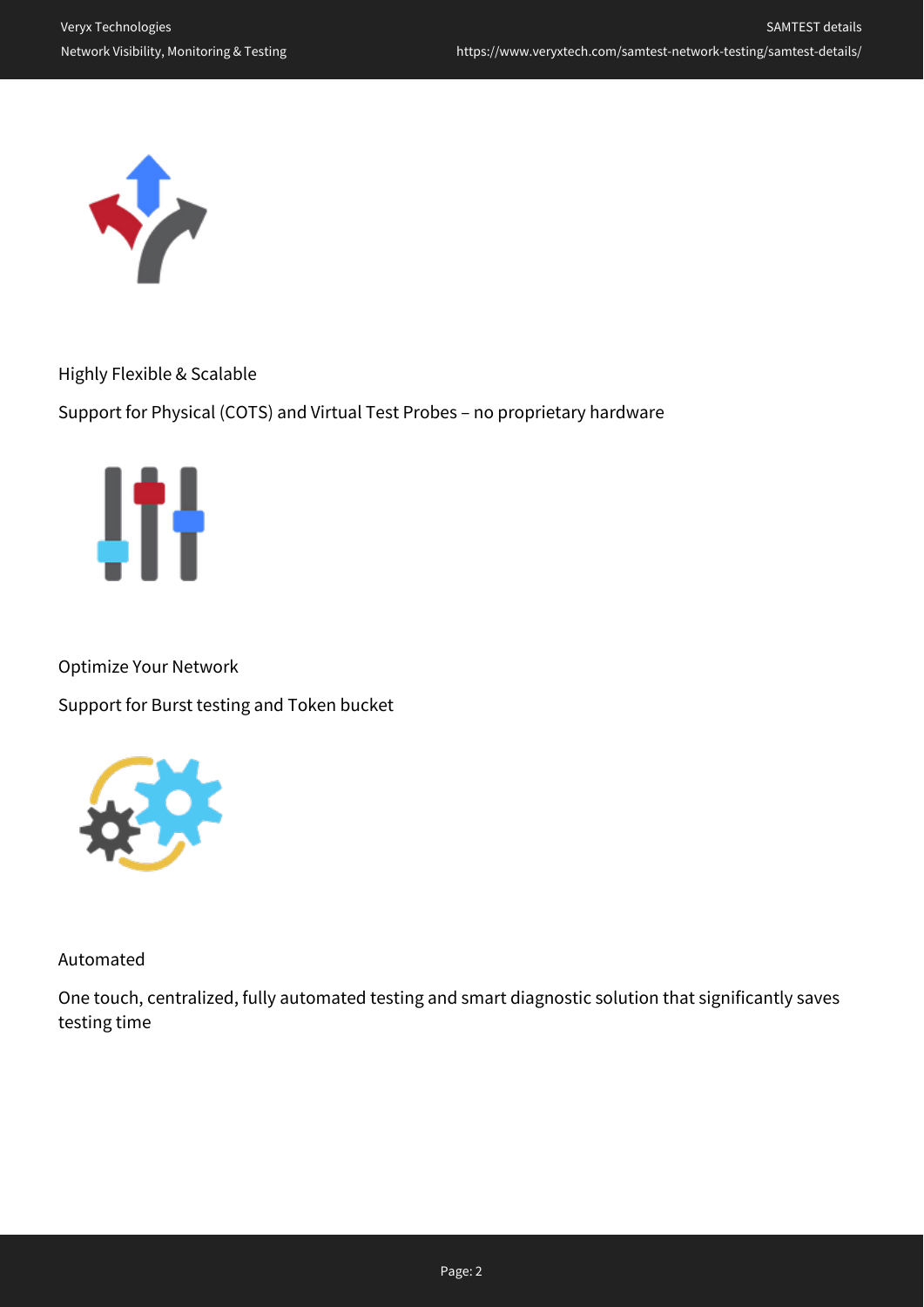Highly Flexible & Scalable

Support for Physical (COTS) and Virtual Test Probes – no proprietary hardware

Optimize Your Network

Support for Burst testing and Token bucket

Automated

One touch, centralized, fully automated testing and smart diagnostic solution that significantly saves testing time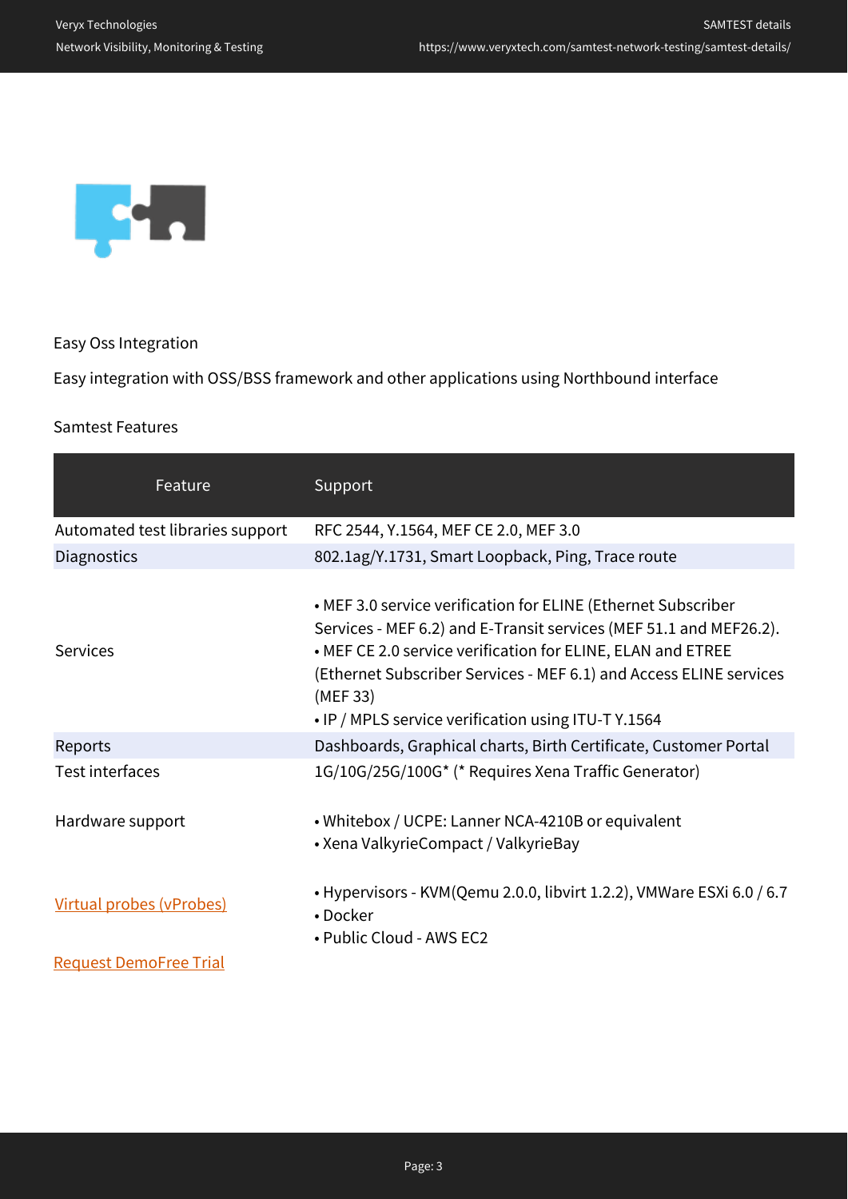Easy Oss Integration

Easy integration with OSS/BSS framework and other applications using Northbound interface

Samtest Features

| Feature | Support |
| --- | --- |
| Automated test libraries support | RFC 2544, Y.1564, MEF CE 2.0, MEF 3.0 |
| Diagnostics | 802.1ag/Y.1731, Smart Loopback, Ping, Trace route |
| Services | • MEF 3.0 service verification for ELINE (Ethernet Subscriber Services - MEF 6.2) and E-Transit services (MEF 51.1 and MEF26.2).<br>• MEF CE 2.0 service verification for ELINE, ELAN and ETREE (Ethernet Subscriber Services - MEF 6.1) and Access ELINE services (MEF 33)<br>• IP / MPLS service verification using ITU-T Y.1564 |
| Reports | Dashboards, Graphical charts, Birth Certificate, Customer Portal |
| Test interfaces | 1G/10G/25G/100G* (* Requires Xena Traffic Generator) |
| Hardware support | • Whitebox / UCPE: Lanner NCA-4210B or equivalent<br>• Xena ValkyrieCompact / ValkyrieBay |
| Virtual probes (vProbes) | • Hypervisors - KVM(Qemu 2.0.0, libvirt 1.2.2), VMWare ESXi 6.0 / 6.7<br>• Docker<br>• Public Cloud - AWS EC2 |

Request DemoFree Trial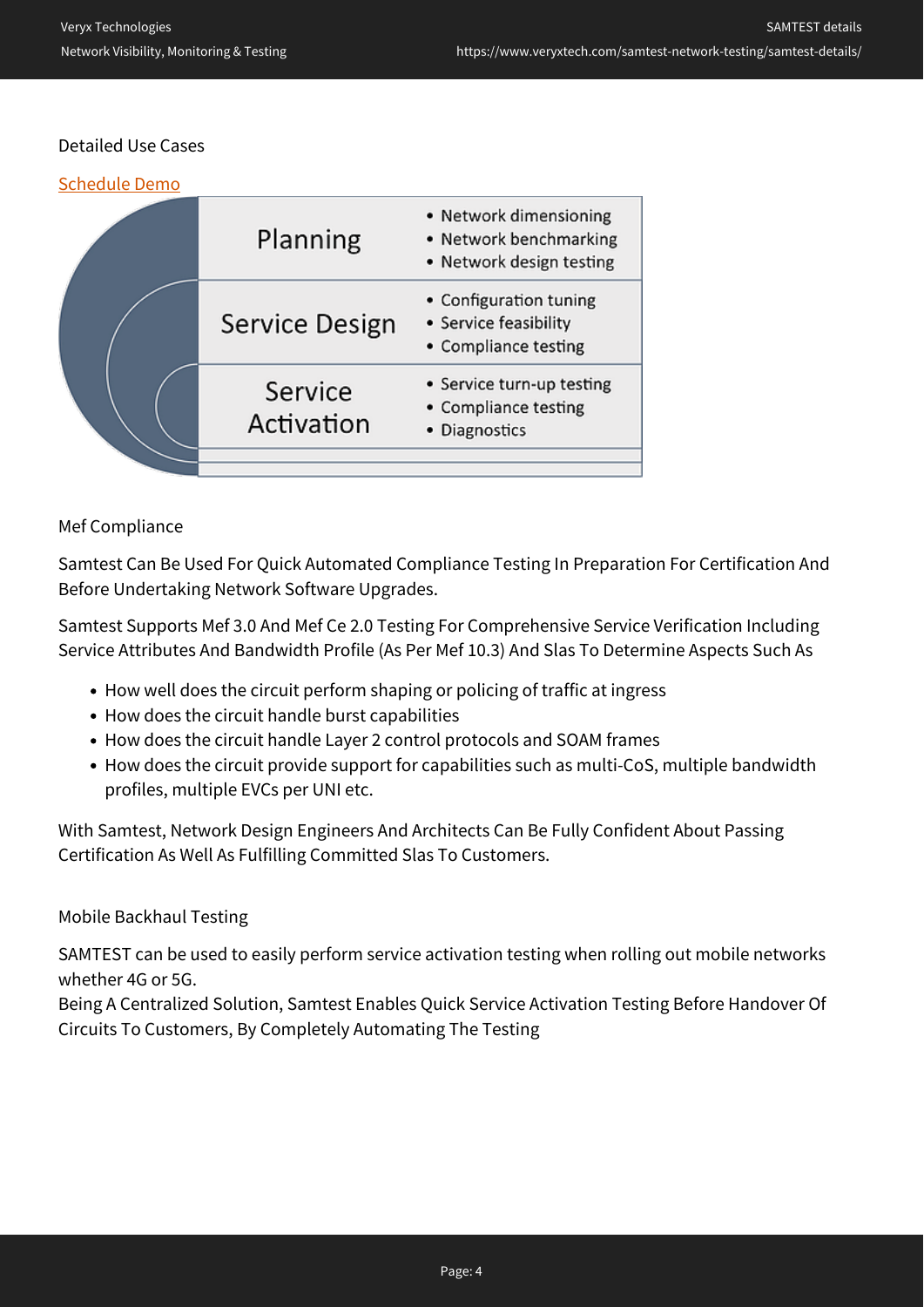Detailed Use Cases

Schedule Demo

| | |
|---|---|
| Planning | • Network dimensioning<br>• Network benchmarking<br>• Network design testing |
| Service Design | • Configuration tuning<br>• Service feasibility<br>• Compliance testing |
| Service Activation | • Service turn-up testing<br>• Compliance testing<br>• Diagnostics |

Mef Compliance

Samtest Can Be Used For Quick Automated Compliance Testing In Preparation For Certification And Before Undertaking Network Software Upgrades.

Samtest Supports Mef 3.0 And Mef Ce 2.0 Testing For Comprehensive Service Verification Including Service Attributes And Bandwidth Profile (As Per Mef 10.3) And Slas To Determine Aspects Such As

- How well does the circuit perform shaping or policing of traffic at ingress
- How does the circuit handle burst capabilities
- How does the circuit handle Layer 2 control protocols and SOAM frames
- How does the circuit provide support for capabilities such as multi-CoS, multiple bandwidth profiles, multiple EVCs per UNI etc.

With Samtest, Network Design Engineers And Architects Can Be Fully Confident About Passing Certification As Well As Fulfilling Committed Slas To Customers.

Mobile Backhaul Testing

SAMTEST can be used to easily perform service activation testing when rolling out mobile networks whether 4G or 5G.
Being A Centralized Solution, Samtest Enables Quick Service Activation Testing Before Handover Of Circuits To Customers, By Completely Automating The Testing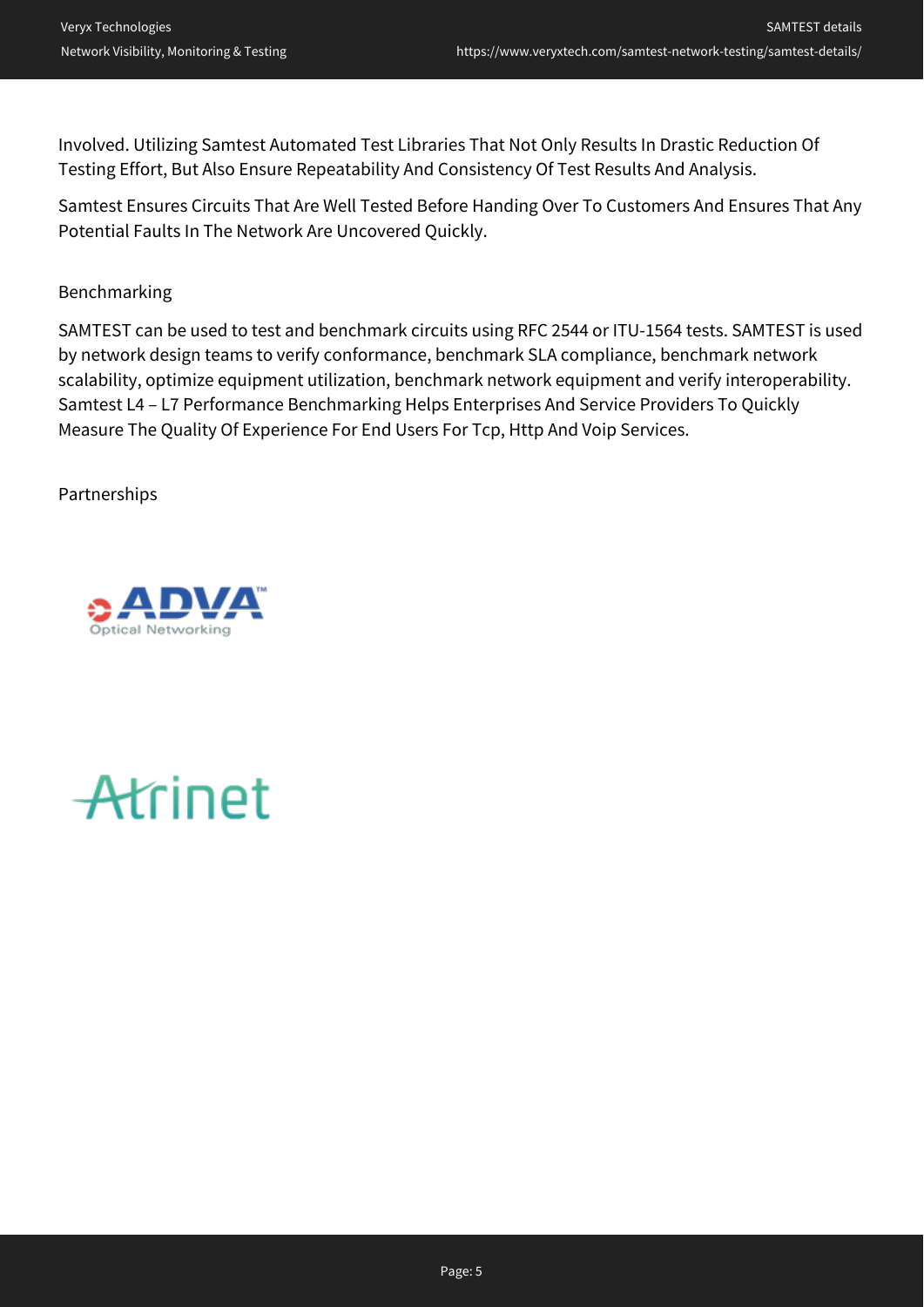Involved. Utilizing Samtest Automated Test Libraries That Not Only Results In Drastic Reduction Of Testing Effort, But Also Ensure Repeatability And Consistency Of Test Results And Analysis.

Samtest Ensures Circuits That Are Well Tested Before Handing Over To Customers And Ensures That Any Potential Faults In The Network Are Uncovered Quickly.

## Benchmarking

SAMTEST can be used to test and benchmark circuits using RFC 2544 or ITU-1564 tests. SAMTEST is used by network design teams to verify conformance, benchmark SLA compliance, benchmark network scalability, optimize equipment utilization, benchmark network equipment and verify interoperability. Samtest L4 – L7 Performance Benchmarking Helps Enterprises And Service Providers To Quickly Measure The Quality Of Experience For End Users For Tcp, Http And Voip Services.

## Partnerships

ADVA Optical Networking

Atrinet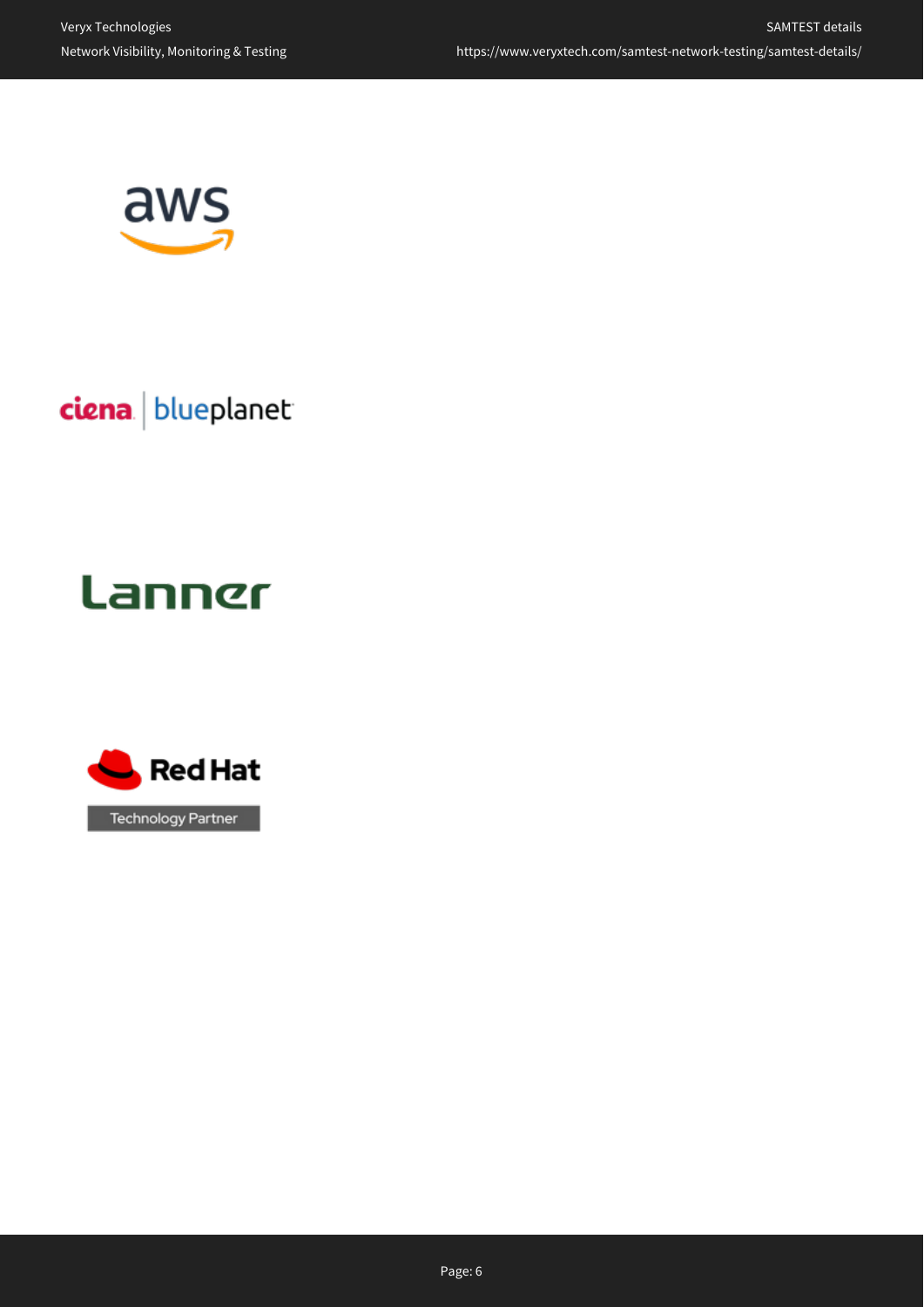aws

ciena | blueplanet

Lanner

Red Hat

Technology Partner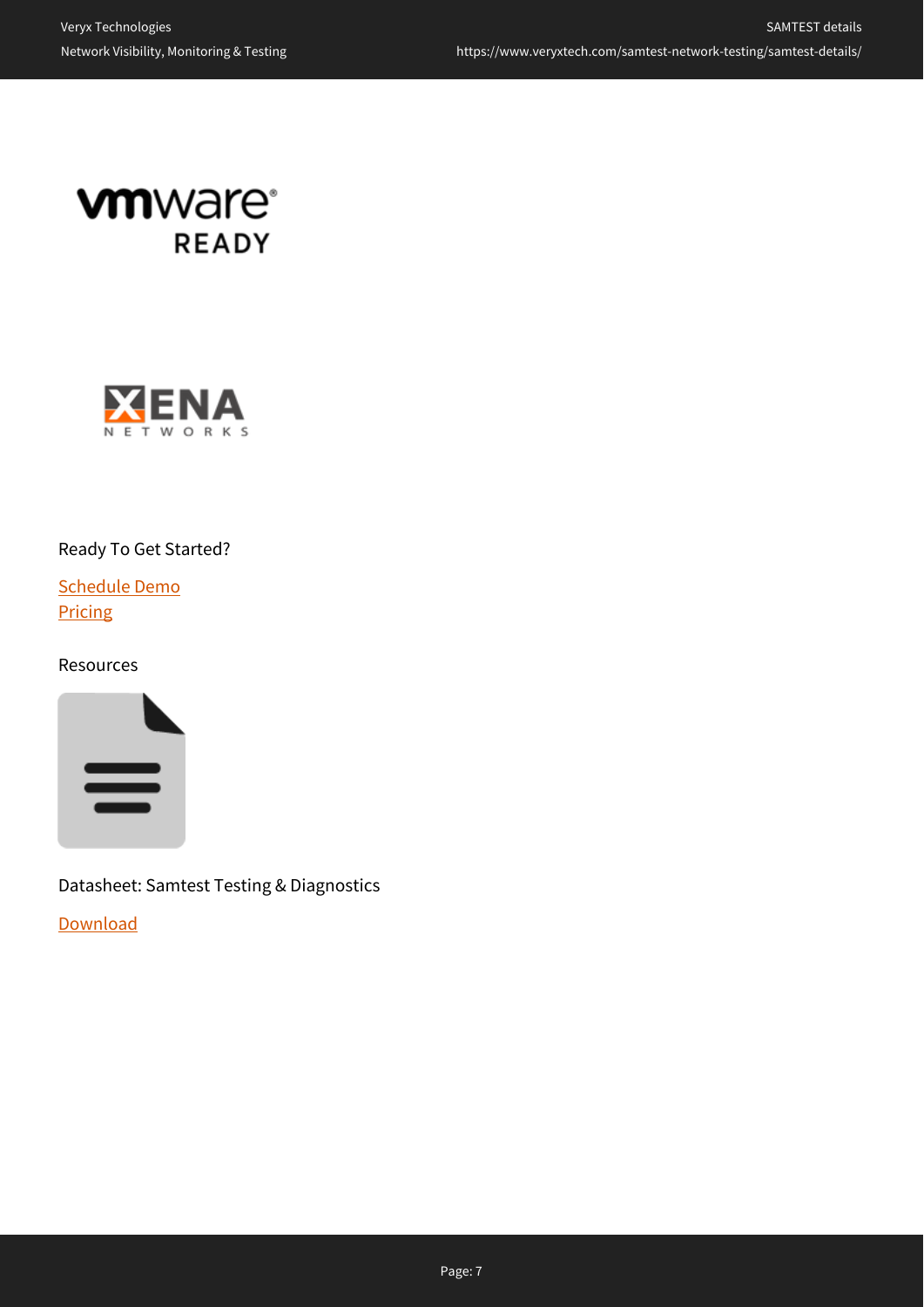Ready To Get Started?

[Schedule Demo](#)
[Pricing](#)

Resources

Datasheet: Samtest Testing & Diagnostics

[Download](#)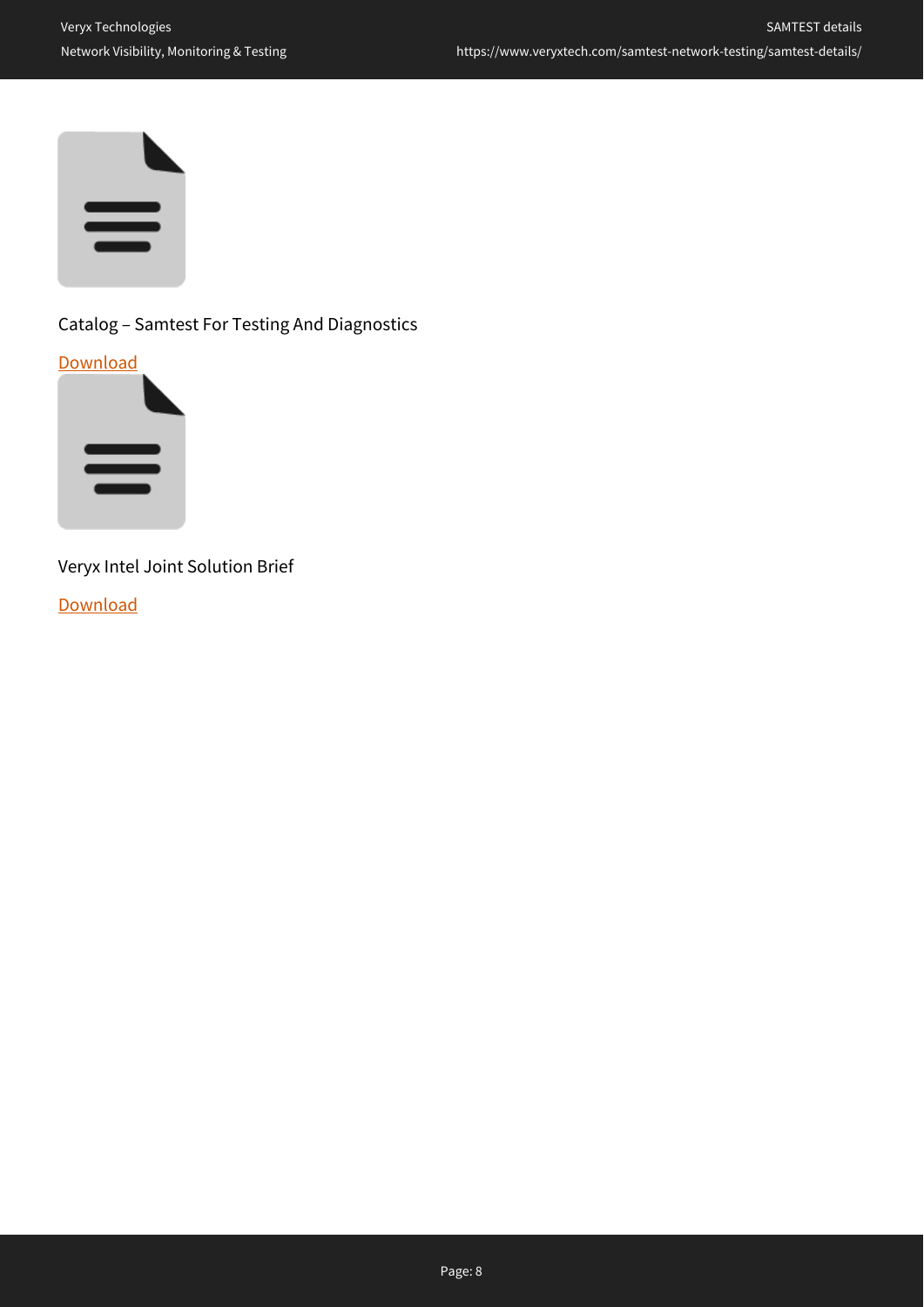Catalog – Samtest For Testing And Diagnostics

Download

Veryx Intel Joint Solution Brief

Download